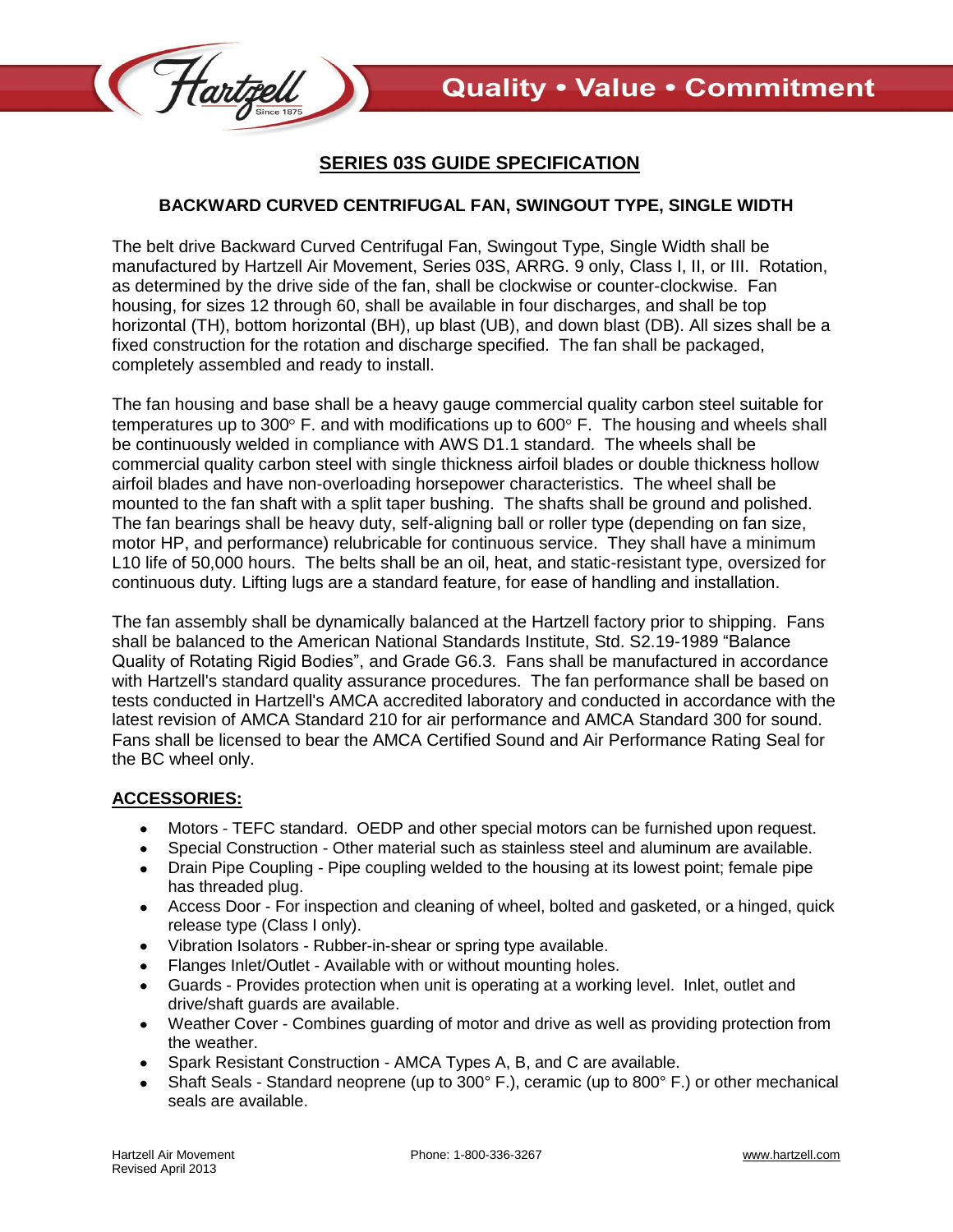# SERIES 03S GUIDE SPECIFICATION

## BACKWARD CURVED CENTRIFUGAL FAN, SWINGOUT TYPE, SINGLE WIDTH

The belt drive Backward Curved Centrifugal Fan, Swingout Type, Single Width shall be manufactured by Hartzell Air Movement, Series 03S, ARRG. 9 only, Class I, II, or III. Rotation, as determined by the drive side of the fan, shall be clockwise or counter-clockwise. Fan housing, for sizes 12 through 60, shall be available in four discharges, and shall be top horizontal (TH), bottom horizontal (BH), up blast (UB), and down blast (DB). All sizes shall be a fixed construction for the rotation and discharge specified. The fan shall be packaged, completely assembled and ready to install.

The fan housing and base shall be a heavy gauge commercial quality carbon steel suitable for temperatures up to 300° F. and with modifications up to 600° F. The housing and wheels shall be continuously welded in compliance with AWS D1.1 standard. The wheels shall be commercial quality carbon steel with single thickness airfoil blades or double thickness hollow airfoil blades and have non-overloading horsepower characteristics. The wheel shall be mounted to the fan shaft with a split taper bushing. The shafts shall be ground and polished. The fan bearings shall be heavy duty, self-aligning ball or roller type (depending on fan size, motor HP, and performance) relubricable for continuous service. They shall have a minimum L10 life of 50,000 hours. The belts shall be an oil, heat, and static-resistant type, oversized for continuous duty. Lifting lugs are a standard feature, for ease of handling and installation.

The fan assembly shall be dynamically balanced at the Hartzell factory prior to shipping. Fans shall be balanced to the American National Standards Institute, Std. S2.19-1989 "Balance Quality of Rotating Rigid Bodies", and Grade G6.3. Fans shall be manufactured in accordance with Hartzell's standard quality assurance procedures. The fan performance shall be based on tests conducted in Hartzell's AMCA accredited laboratory and conducted in accordance with the latest revision of AMCA Standard 210 for air performance and AMCA Standard 300 for sound. Fans shall be licensed to bear the AMCA Certified Sound and Air Performance Rating Seal for the BC wheel only.

### ACCESSORIES:

- Motors - TEFC standard. OEDP and other special motors can be furnished upon request.
- Special Construction - Other material such as stainless steel and aluminum are available.
- Drain Pipe Coupling - Pipe coupling welded to the housing at its lowest point; female pipe has threaded plug.
- Access Door - For inspection and cleaning of wheel, bolted and gasketed, or a hinged, quick release type (Class I only).
- Vibration Isolators - Rubber-in-shear or spring type available.
- Flanges Inlet/Outlet - Available with or without mounting holes.
- Guards - Provides protection when unit is operating at a working level. Inlet, outlet and drive/shaft guards are available.
- Weather Cover - Combines guarding of motor and drive as well as providing protection from the weather.
- Spark Resistant Construction - AMCA Types A, B, and C are available.
- Shaft Seals - Standard neoprene (up to 300° F.), ceramic (up to 800° F.) or other mechanical seals are available.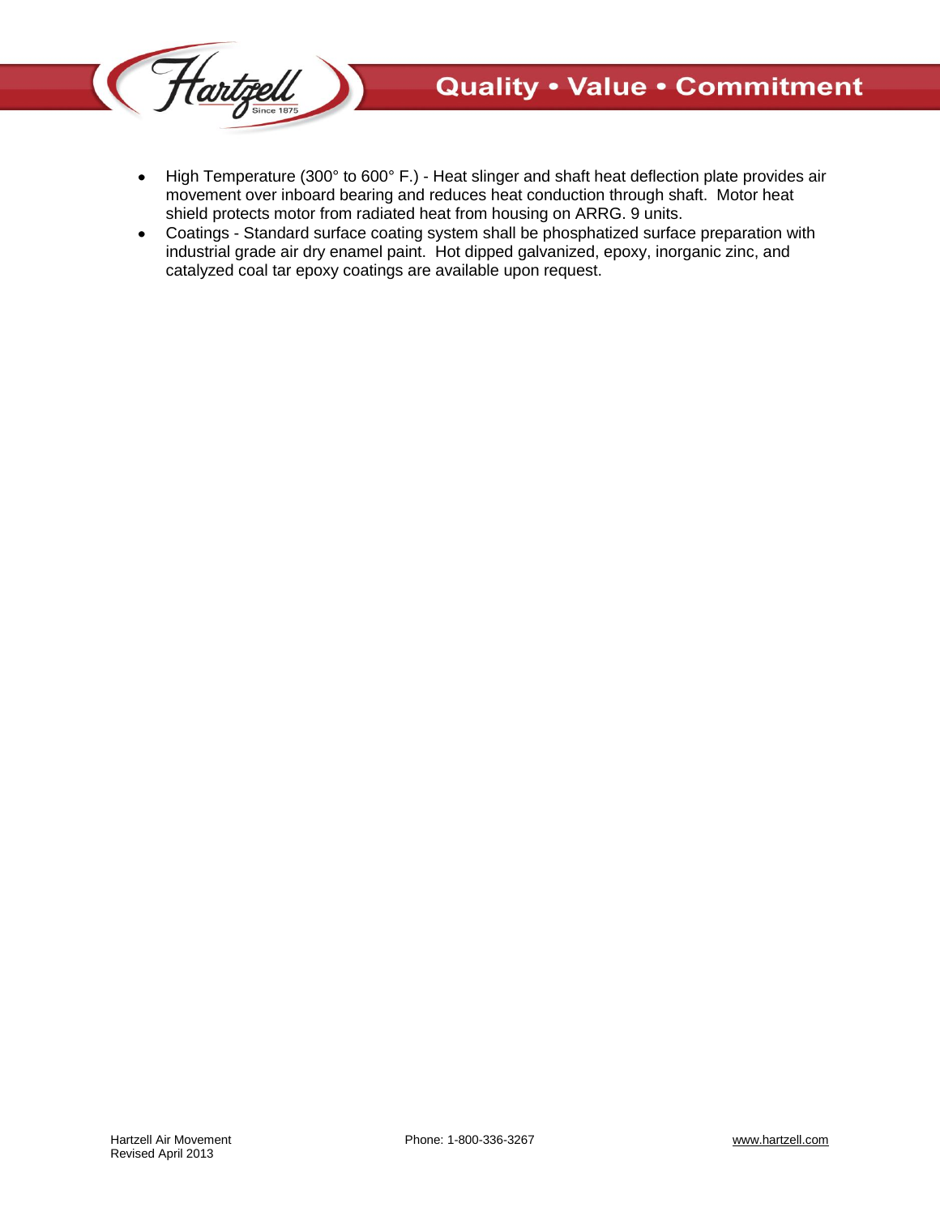- High Temperature (300° to 600° F.) - Heat slinger and shaft heat deflection plate provides air movement over inboard bearing and reduces heat conduction through shaft. Motor heat shield protects motor from radiated heat from housing on ARRG. 9 units.
- Coatings - Standard surface coating system shall be phosphatized surface preparation with industrial grade air dry enamel paint. Hot dipped galvanized, epoxy, inorganic zinc, and catalyzed coal tar epoxy coatings are available upon request.